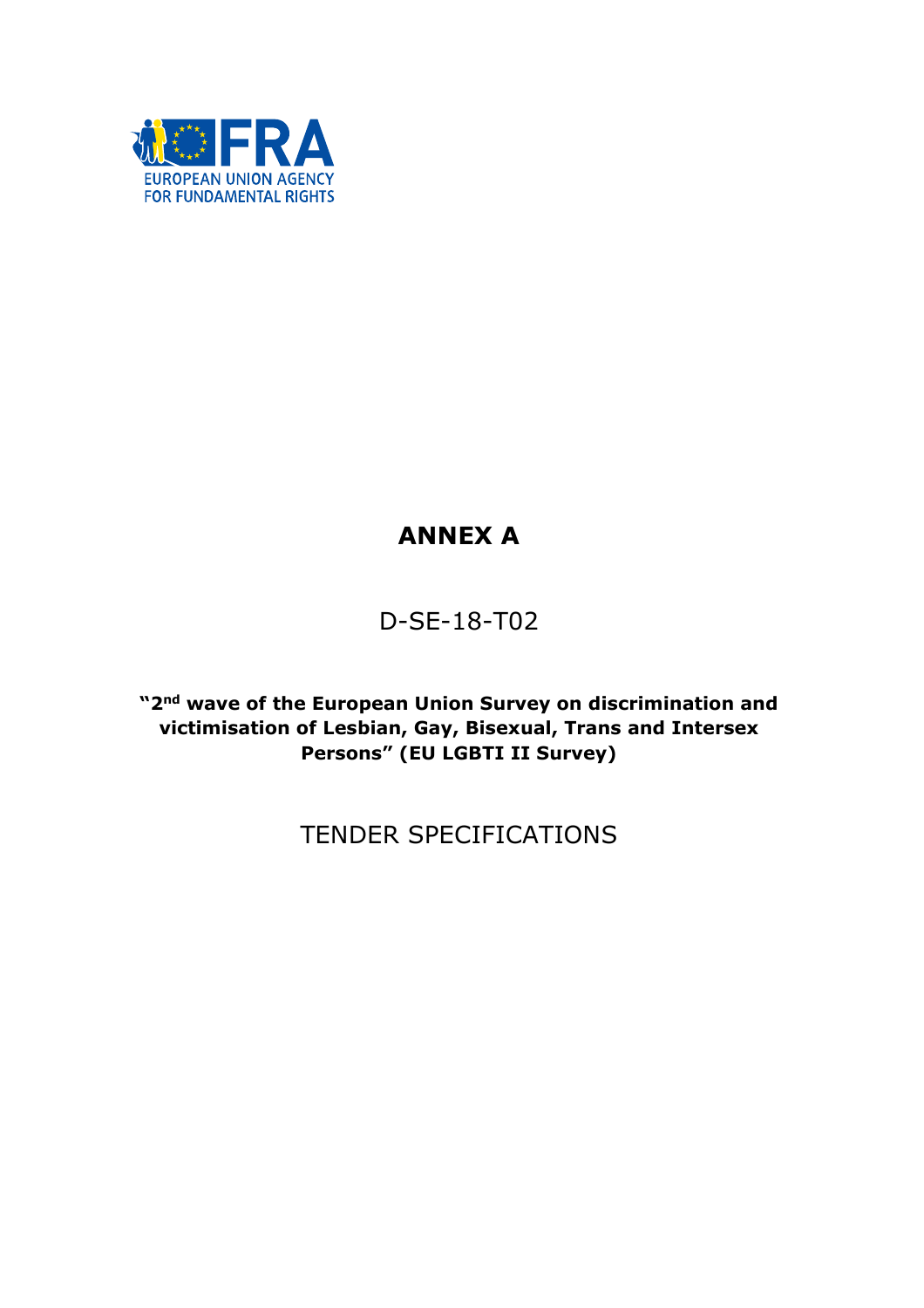EUROPEAN UNION AGENCY FOR FUNDAMENTAL RIGHTS

# ANNEX A

D-SE-18-T02

**"2nd wave of the European Union Survey on discrimination and victimisation of Lesbian, Gay, Bisexual, Trans and Intersex Persons" (EU LGBTI II Survey)**

TENDER SPECIFICATIONS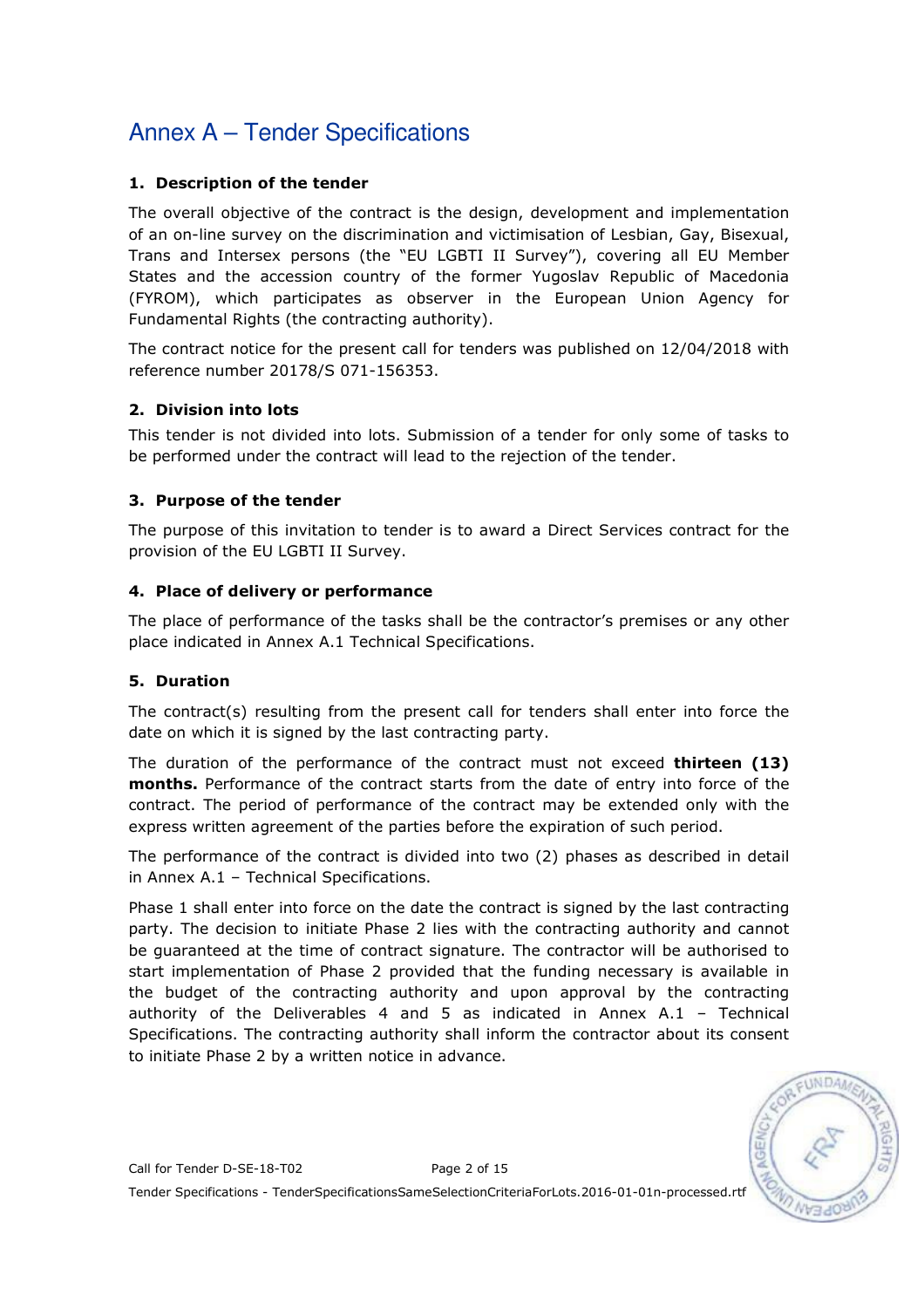# Annex A – Tender Specifications

## 1. Description of the tender

The overall objective of the contract is the design, development and implementation of an on-line survey on the discrimination and victimisation of Lesbian, Gay, Bisexual, Trans and Intersex persons (the "EU LGBTI II Survey"), covering all EU Member States and the accession country of the former Yugoslav Republic of Macedonia (FYROM), which participates as observer in the European Union Agency for Fundamental Rights (the contracting authority).

The contract notice for the present call for tenders was published on 12/04/2018 with reference number 20178/S 071-156353.

## 2. Division into lots

This tender is not divided into lots. Submission of a tender for only some of tasks to be performed under the contract will lead to the rejection of the tender.

## 3. Purpose of the tender

The purpose of this invitation to tender is to award a Direct Services contract for the provision of the EU LGBTI II Survey.

## 4. Place of delivery or performance

The place of performance of the tasks shall be the contractor's premises or any other place indicated in Annex A.1 Technical Specifications.

## 5. Duration

The contract(s) resulting from the present call for tenders shall enter into force the date on which it is signed by the last contracting party.

The duration of the performance of the contract must not exceed **thirteen (13) months.** Performance of the contract starts from the date of entry into force of the contract. The period of performance of the contract may be extended only with the express written agreement of the parties before the expiration of such period.

The performance of the contract is divided into two (2) phases as described in detail in Annex A.1 – Technical Specifications.

Phase 1 shall enter into force on the date the contract is signed by the last contracting party. The decision to initiate Phase 2 lies with the contracting authority and cannot be guaranteed at the time of contract signature. The contractor will be authorised to start implementation of Phase 2 provided that the funding necessary is available in the budget of the contracting authority and upon approval by the contracting authority of the Deliverables 4 and 5 as indicated in Annex A.1 – Technical Specifications. The contracting authority shall inform the contractor about its consent to initiate Phase 2 by a written notice in advance.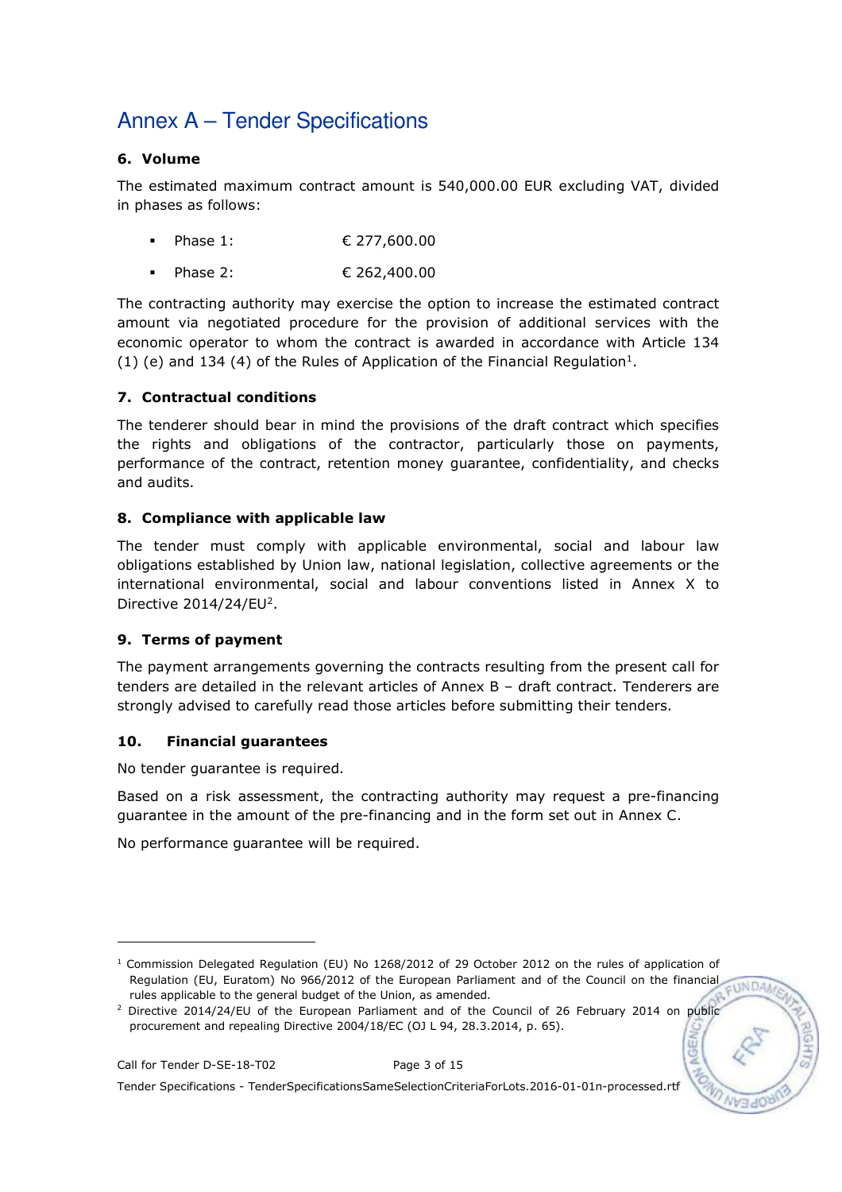# Annex A – Tender Specifications

## 6. Volume

The estimated maximum contract amount is 540,000.00 EUR excluding VAT, divided in phases as follows:

- Phase 1: € 277,600.00
- Phase 2: € 262,400.00

The contracting authority may exercise the option to increase the estimated contract amount via negotiated procedure for the provision of additional services with the economic operator to whom the contract is awarded in accordance with Article 134 (1) (e) and 134 (4) of the Rules of Application of the Financial Regulation[1].

## 7. Contractual conditions

The tenderer should bear in mind the provisions of the draft contract which specifies the rights and obligations of the contractor, particularly those on payments, performance of the contract, retention money guarantee, confidentiality, and checks and audits.

## 8. Compliance with applicable law

The tender must comply with applicable environmental, social and labour law obligations established by Union law, national legislation, collective agreements or the international environmental, social and labour conventions listed in Annex X to Directive 2014/24/EU[2].

## 9. Terms of payment

The payment arrangements governing the contracts resulting from the present call for tenders are detailed in the relevant articles of Annex B – draft contract. Tenderers are strongly advised to carefully read those articles before submitting their tenders.

## 10. Financial guarantees

No tender guarantee is required.

Based on a risk assessment, the contracting authority may request a pre-financing guarantee in the amount of the pre-financing and in the form set out in Annex C.

No performance guarantee will be required.

---

[1] Commission Delegated Regulation (EU) No 1268/2012 of 29 October 2012 on the rules of application of Regulation (EU, Euratom) No 966/2012 of the European Parliament and of the Council on the financial rules applicable to the general budget of the Union, as amended.

[2] Directive 2014/24/EU of the European Parliament and of the Council of 26 February 2014 on public procurement and repealing Directive 2004/18/EC (OJ L 94, 28.3.2014, p. 65).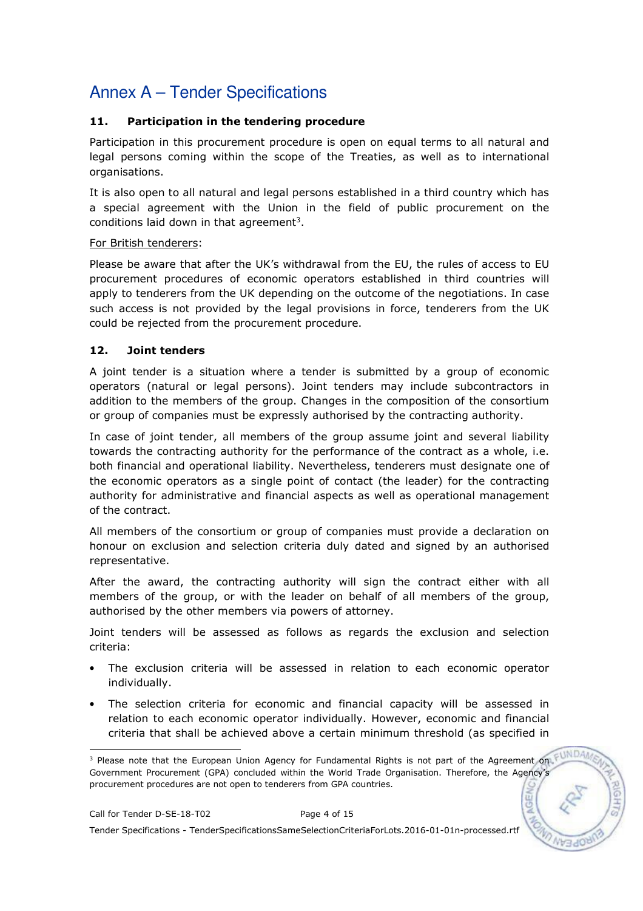# Annex A – Tender Specifications

### 11. Participation in the tendering procedure

Participation in this procurement procedure is open on equal terms to all natural and legal persons coming within the scope of the Treaties, as well as to international organisations.

It is also open to all natural and legal persons established in a third country which has a special agreement with the Union in the field of public procurement on the conditions laid down in that agreement[3].

For British tenderers:

Please be aware that after the UK's withdrawal from the EU, the rules of access to EU procurement procedures of economic operators established in third countries will apply to tenderers from the UK depending on the outcome of the negotiations. In case such access is not provided by the legal provisions in force, tenderers from the UK could be rejected from the procurement procedure.

### 12. Joint tenders

A joint tender is a situation where a tender is submitted by a group of economic operators (natural or legal persons). Joint tenders may include subcontractors in addition to the members of the group. Changes in the composition of the consortium or group of companies must be expressly authorised by the contracting authority.

In case of joint tender, all members of the group assume joint and several liability towards the contracting authority for the performance of the contract as a whole, i.e. both financial and operational liability. Nevertheless, tenderers must designate one of the economic operators as a single point of contact (the leader) for the contracting authority for administrative and financial aspects as well as operational management of the contract.

All members of the consortium or group of companies must provide a declaration on honour on exclusion and selection criteria duly dated and signed by an authorised representative.

After the award, the contracting authority will sign the contract either with all members of the group, or with the leader on behalf of all members of the group, authorised by the other members via powers of attorney.

Joint tenders will be assessed as follows as regards the exclusion and selection criteria:

- The exclusion criteria will be assessed in relation to each economic operator individually.
- The selection criteria for economic and financial capacity will be assessed in relation to each economic operator individually. However, economic and financial criteria that shall be achieved above a certain minimum threshold (as specified in

[3] Please note that the European Union Agency for Fundamental Rights is not part of the Agreement on Government Procurement (GPA) concluded within the World Trade Organisation. Therefore, the Agency's procurement procedures are not open to tenderers from GPA countries.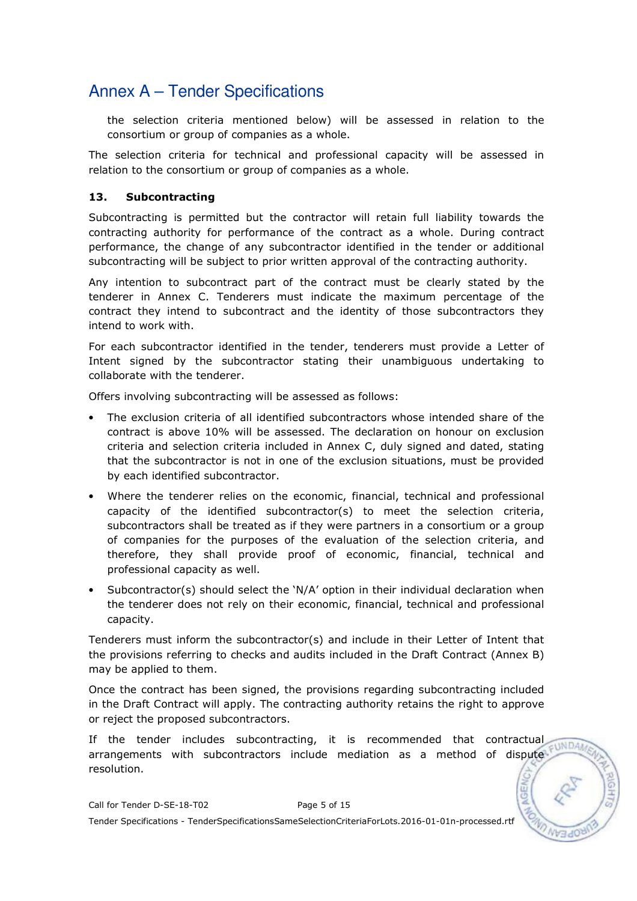the selection criteria mentioned below) will be assessed in relation to the consortium or group of companies as a whole.

The selection criteria for technical and professional capacity will be assessed in relation to the consortium or group of companies as a whole.

### 13. Subcontracting

Subcontracting is permitted but the contractor will retain full liability towards the contracting authority for performance of the contract as a whole. During contract performance, the change of any subcontractor identified in the tender or additional subcontracting will be subject to prior written approval of the contracting authority.

Any intention to subcontract part of the contract must be clearly stated by the tenderer in Annex C. Tenderers must indicate the maximum percentage of the contract they intend to subcontract and the identity of those subcontractors they intend to work with.

For each subcontractor identified in the tender, tenderers must provide a Letter of Intent signed by the subcontractor stating their unambiguous undertaking to collaborate with the tenderer.

Offers involving subcontracting will be assessed as follows:

- The exclusion criteria of all identified subcontractors whose intended share of the contract is above 10% will be assessed. The declaration on honour on exclusion criteria and selection criteria included in Annex C, duly signed and dated, stating that the subcontractor is not in one of the exclusion situations, must be provided by each identified subcontractor.
- Where the tenderer relies on the economic, financial, technical and professional capacity of the identified subcontractor(s) to meet the selection criteria, subcontractors shall be treated as if they were partners in a consortium or a group of companies for the purposes of the evaluation of the selection criteria, and therefore, they shall provide proof of economic, financial, technical and professional capacity as well.
- Subcontractor(s) should select the 'N/A' option in their individual declaration when the tenderer does not rely on their economic, financial, technical and professional capacity.

Tenderers must inform the subcontractor(s) and include in their Letter of Intent that the provisions referring to checks and audits included in the Draft Contract (Annex B) may be applied to them.

Once the contract has been signed, the provisions regarding subcontracting included in the Draft Contract will apply. The contracting authority retains the right to approve or reject the proposed subcontractors.

If the tender includes subcontracting, it is recommended that contractual arrangements with subcontractors include mediation as a method of dispute resolution.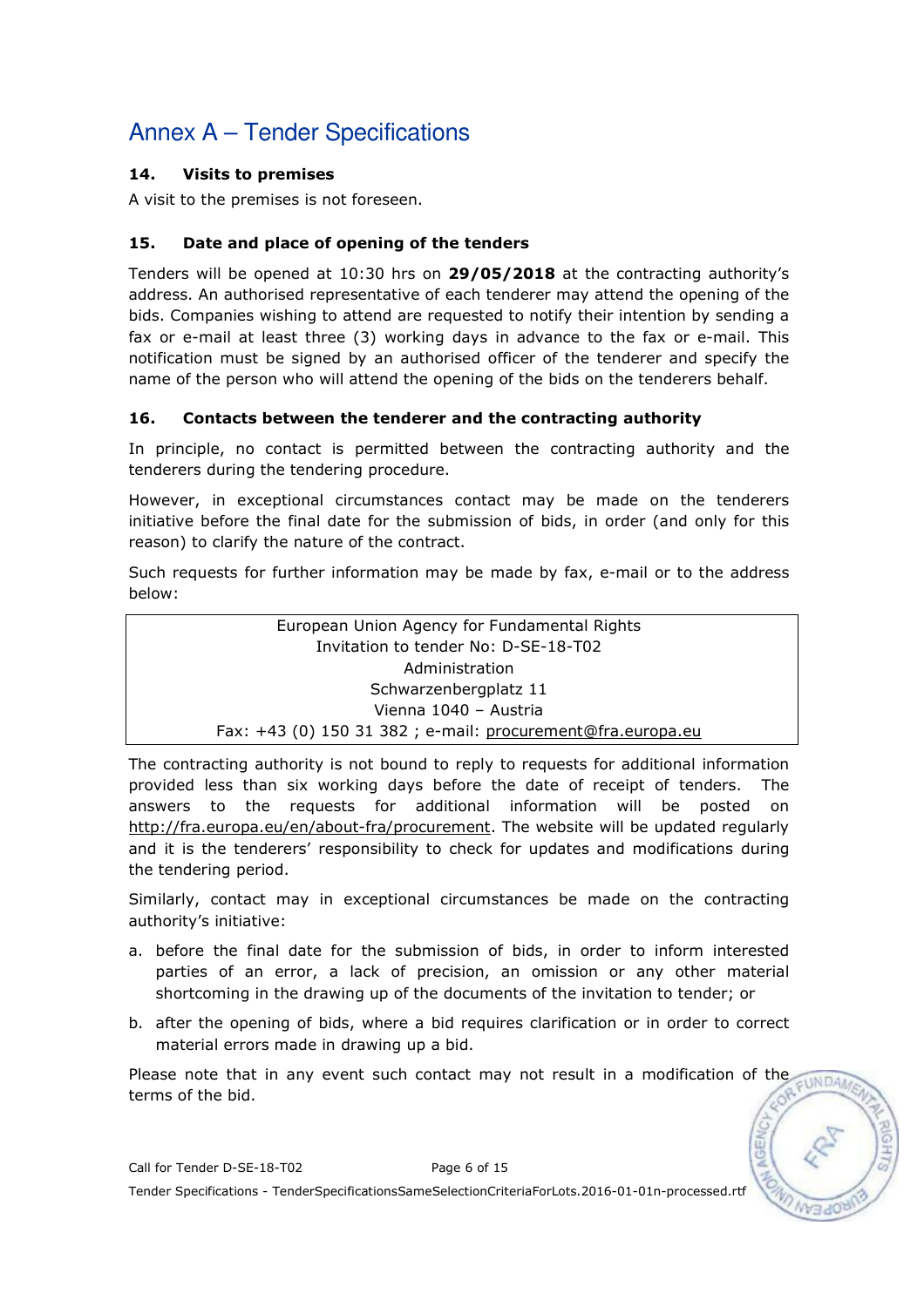# Annex A – Tender Specifications

## 14. Visits to premises

A visit to the premises is not foreseen.

## 15. Date and place of opening of the tenders

Tenders will be opened at 10:30 hrs on **29/05/2018** at the contracting authority's address. An authorised representative of each tenderer may attend the opening of the bids. Companies wishing to attend are requested to notify their intention by sending a fax or e-mail at least three (3) working days in advance to the fax or e-mail. This notification must be signed by an authorised officer of the tenderer and specify the name of the person who will attend the opening of the bids on the tenderers behalf.

## 16. Contacts between the tenderer and the contracting authority

In principle, no contact is permitted between the contracting authority and the tenderers during the tendering procedure.

However, in exceptional circumstances contact may be made on the tenderers initiative before the final date for the submission of bids, in order (and only for this reason) to clarify the nature of the contract.

Such requests for further information may be made by fax, e-mail or to the address below:

| European Union Agency for Fundamental Rights<br>Invitation to tender No: D-SE-18-T02<br>Administration<br>Schwarzenbergplatz 11<br>Vienna 1040 – Austria<br>Fax: +43 (0) 150 31 382 ; e-mail: procurement@fra.europa.eu |
|---|

The contracting authority is not bound to reply to requests for additional information provided less than six working days before the date of receipt of tenders. The answers to the requests for additional information will be posted on http://fra.europa.eu/en/about-fra/procurement. The website will be updated regularly and it is the tenderers' responsibility to check for updates and modifications during the tendering period.

Similarly, contact may in exceptional circumstances be made on the contracting authority's initiative:

a. before the final date for the submission of bids, in order to inform interested parties of an error, a lack of precision, an omission or any other material shortcoming in the drawing up of the documents of the invitation to tender; or

b. after the opening of bids, where a bid requires clarification or in order to correct material errors made in drawing up a bid.

Please note that in any event such contact may not result in a modification of the terms of the bid.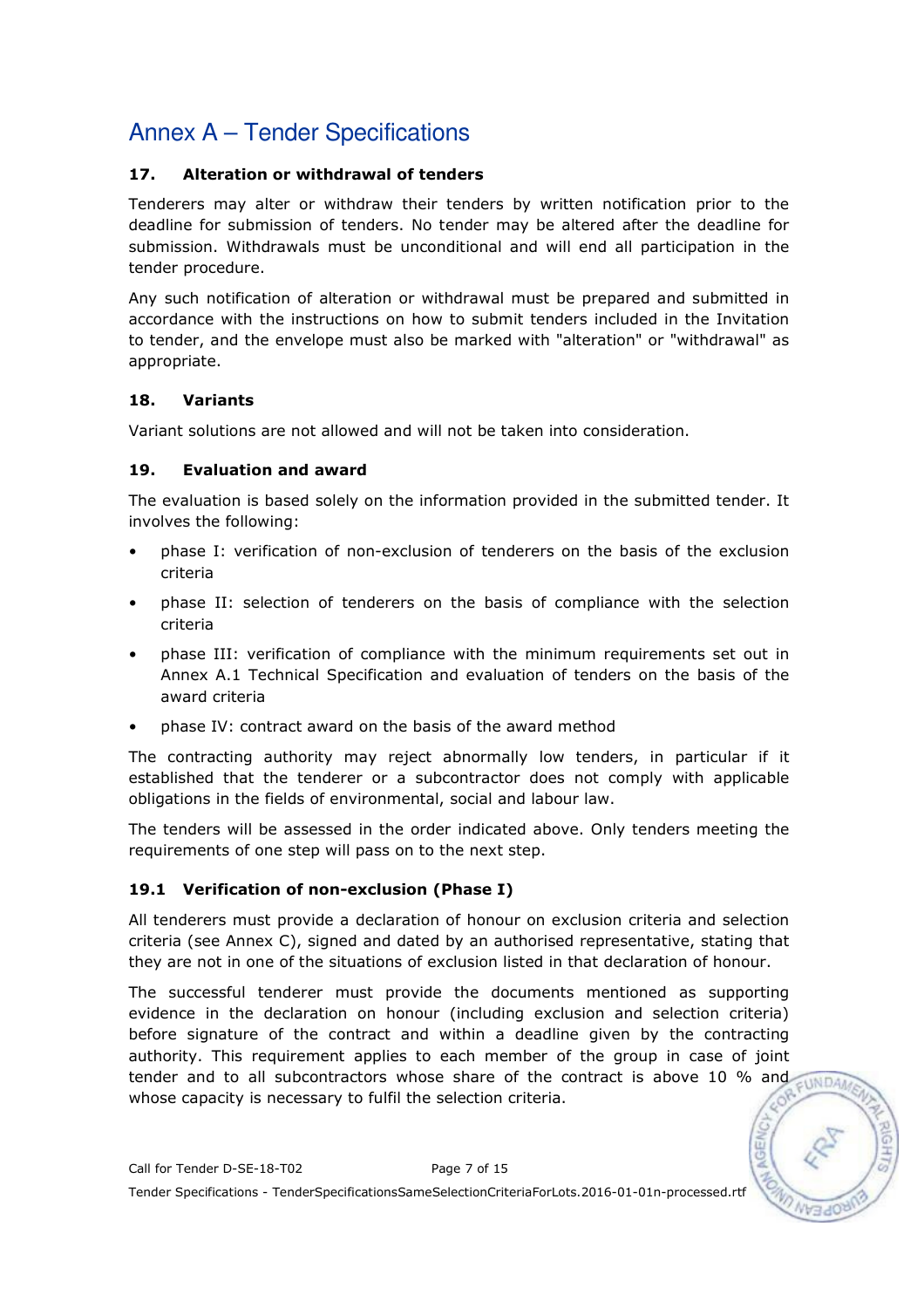# Annex A – Tender Specifications

### 17. Alteration or withdrawal of tenders

Tenderers may alter or withdraw their tenders by written notification prior to the deadline for submission of tenders. No tender may be altered after the deadline for submission. Withdrawals must be unconditional and will end all participation in the tender procedure.

Any such notification of alteration or withdrawal must be prepared and submitted in accordance with the instructions on how to submit tenders included in the Invitation to tender, and the envelope must also be marked with "alteration" or "withdrawal" as appropriate.

### 18. Variants

Variant solutions are not allowed and will not be taken into consideration.

### 19. Evaluation and award

The evaluation is based solely on the information provided in the submitted tender. It involves the following:

- phase I: verification of non-exclusion of tenderers on the basis of the exclusion criteria
- phase II: selection of tenderers on the basis of compliance with the selection criteria
- phase III: verification of compliance with the minimum requirements set out in Annex A.1 Technical Specification and evaluation of tenders on the basis of the award criteria
- phase IV: contract award on the basis of the award method

The contracting authority may reject abnormally low tenders, in particular if it established that the tenderer or a subcontractor does not comply with applicable obligations in the fields of environmental, social and labour law.

The tenders will be assessed in the order indicated above. Only tenders meeting the requirements of one step will pass on to the next step.

#### 19.1 Verification of non-exclusion (Phase I)

All tenderers must provide a declaration of honour on exclusion criteria and selection criteria (see Annex C), signed and dated by an authorised representative, stating that they are not in one of the situations of exclusion listed in that declaration of honour.

The successful tenderer must provide the documents mentioned as supporting evidence in the declaration on honour (including exclusion and selection criteria) before signature of the contract and within a deadline given by the contracting authority. This requirement applies to each member of the group in case of joint tender and to all subcontractors whose share of the contract is above 10 % and whose capacity is necessary to fulfil the selection criteria.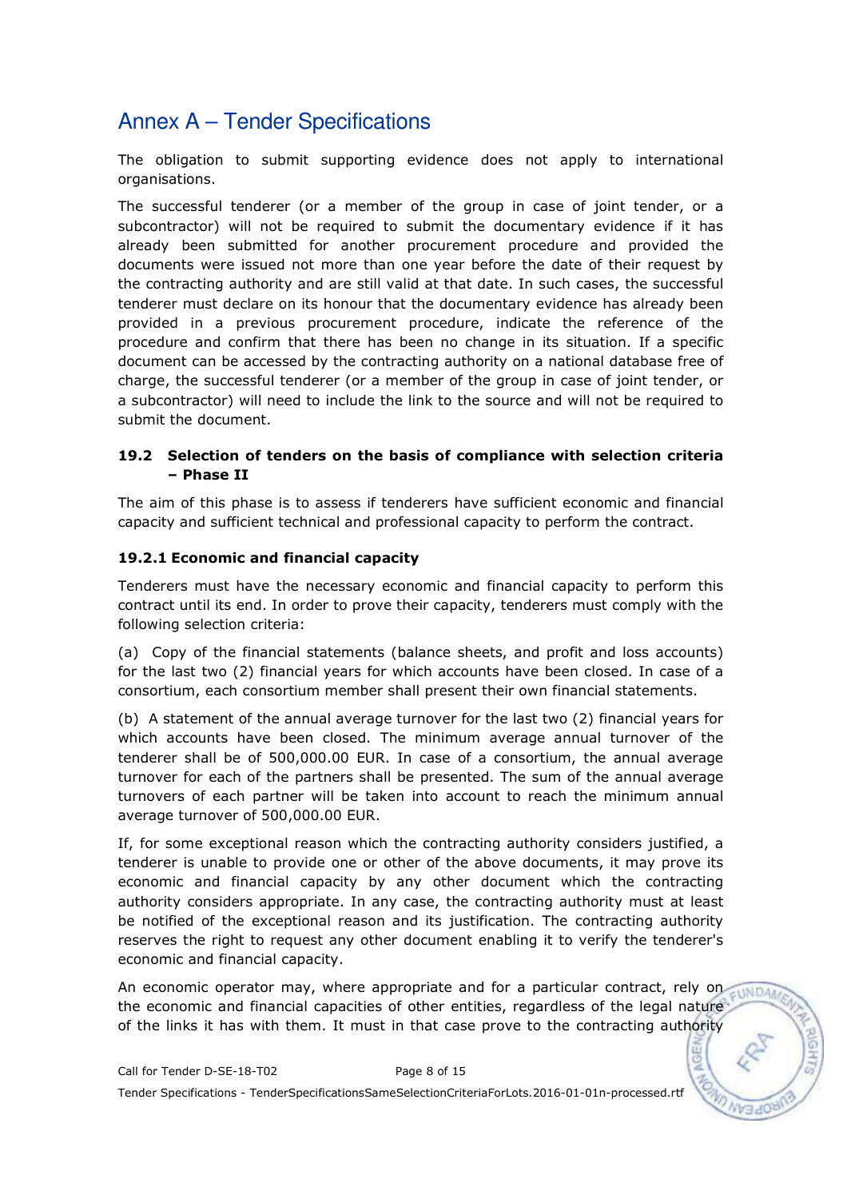The obligation to submit supporting evidence does not apply to international organisations.

The successful tenderer (or a member of the group in case of joint tender, or a subcontractor) will not be required to submit the documentary evidence if it has already been submitted for another procurement procedure and provided the documents were issued not more than one year before the date of their request by the contracting authority and are still valid at that date. In such cases, the successful tenderer must declare on its honour that the documentary evidence has already been provided in a previous procurement procedure, indicate the reference of the procedure and confirm that there has been no change in its situation. If a specific document can be accessed by the contracting authority on a national database free of charge, the successful tenderer (or a member of the group in case of joint tender, or a subcontractor) will need to include the link to the source and will not be required to submit the document.

### 19.2 Selection of tenders on the basis of compliance with selection criteria – Phase II

The aim of this phase is to assess if tenderers have sufficient economic and financial capacity and sufficient technical and professional capacity to perform the contract.

#### 19.2.1 Economic and financial capacity

Tenderers must have the necessary economic and financial capacity to perform this contract until its end. In order to prove their capacity, tenderers must comply with the following selection criteria:

(a) Copy of the financial statements (balance sheets, and profit and loss accounts) for the last two (2) financial years for which accounts have been closed. In case of a consortium, each consortium member shall present their own financial statements.

(b) A statement of the annual average turnover for the last two (2) financial years for which accounts have been closed. The minimum average annual turnover of the tenderer shall be of 500,000.00 EUR. In case of a consortium, the annual average turnover for each of the partners shall be presented. The sum of the annual average turnovers of each partner will be taken into account to reach the minimum annual average turnover of 500,000.00 EUR.

If, for some exceptional reason which the contracting authority considers justified, a tenderer is unable to provide one or other of the above documents, it may prove its economic and financial capacity by any other document which the contracting authority considers appropriate. In any case, the contracting authority must at least be notified of the exceptional reason and its justification. The contracting authority reserves the right to request any other document enabling it to verify the tenderer's economic and financial capacity.

An economic operator may, where appropriate and for a particular contract, rely on the economic and financial capacities of other entities, regardless of the legal nature of the links it has with them. It must in that case prove to the contracting authority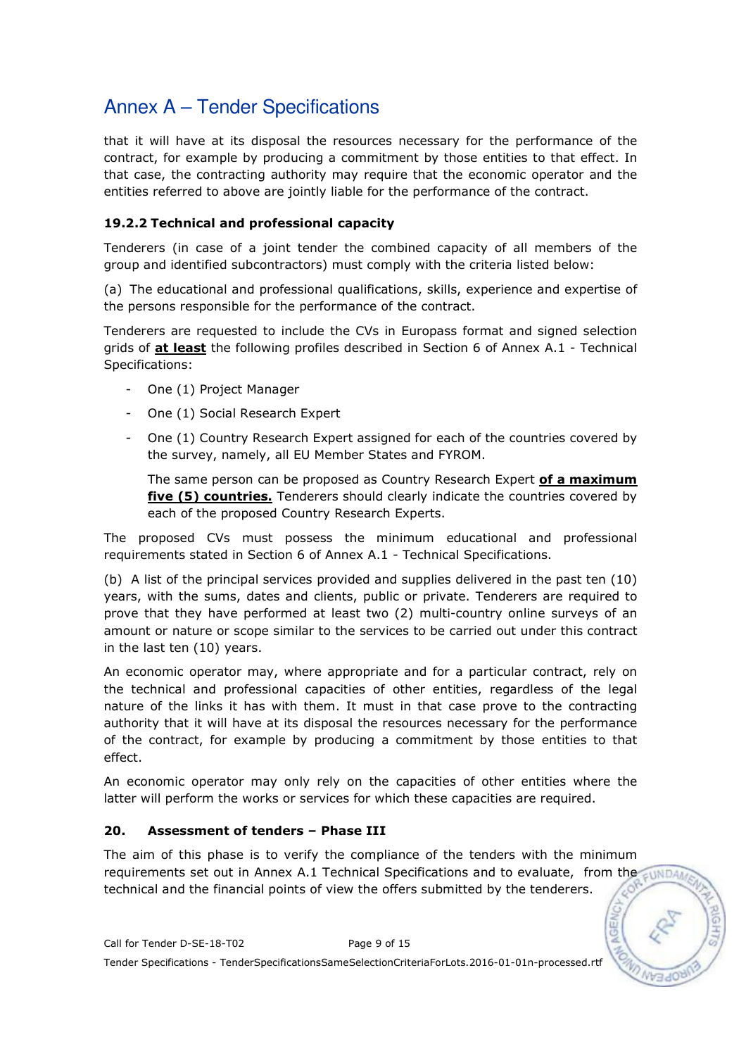that it will have at its disposal the resources necessary for the performance of the contract, for example by producing a commitment by those entities to that effect. In that case, the contracting authority may require that the economic operator and the entities referred to above are jointly liable for the performance of the contract.

### 19.2.2 Technical and professional capacity

Tenderers (in case of a joint tender the combined capacity of all members of the group and identified subcontractors) must comply with the criteria listed below:

(a) The educational and professional qualifications, skills, experience and expertise of the persons responsible for the performance of the contract.

Tenderers are requested to include the CVs in Europass format and signed selection grids of **at least** the following profiles described in Section 6 of Annex A.1 - Technical Specifications:

- One (1) Project Manager
- One (1) Social Research Expert
- One (1) Country Research Expert assigned for each of the countries covered by the survey, namely, all EU Member States and FYROM.

  The same person can be proposed as Country Research Expert **of a maximum five (5) countries.** Tenderers should clearly indicate the countries covered by each of the proposed Country Research Experts.

The proposed CVs must possess the minimum educational and professional requirements stated in Section 6 of Annex A.1 - Technical Specifications.

(b) A list of the principal services provided and supplies delivered in the past ten (10) years, with the sums, dates and clients, public or private. Tenderers are required to prove that they have performed at least two (2) multi-country online surveys of an amount or nature or scope similar to the services to be carried out under this contract in the last ten (10) years.

An economic operator may, where appropriate and for a particular contract, rely on the technical and professional capacities of other entities, regardless of the legal nature of the links it has with them. It must in that case prove to the contracting authority that it will have at its disposal the resources necessary for the performance of the contract, for example by producing a commitment by those entities to that effect.

An economic operator may only rely on the capacities of other entities where the latter will perform the works or services for which these capacities are required.

## 20. Assessment of tenders – Phase III

The aim of this phase is to verify the compliance of the tenders with the minimum requirements set out in Annex A.1 Technical Specifications and to evaluate, from the technical and the financial points of view the offers submitted by the tenderers.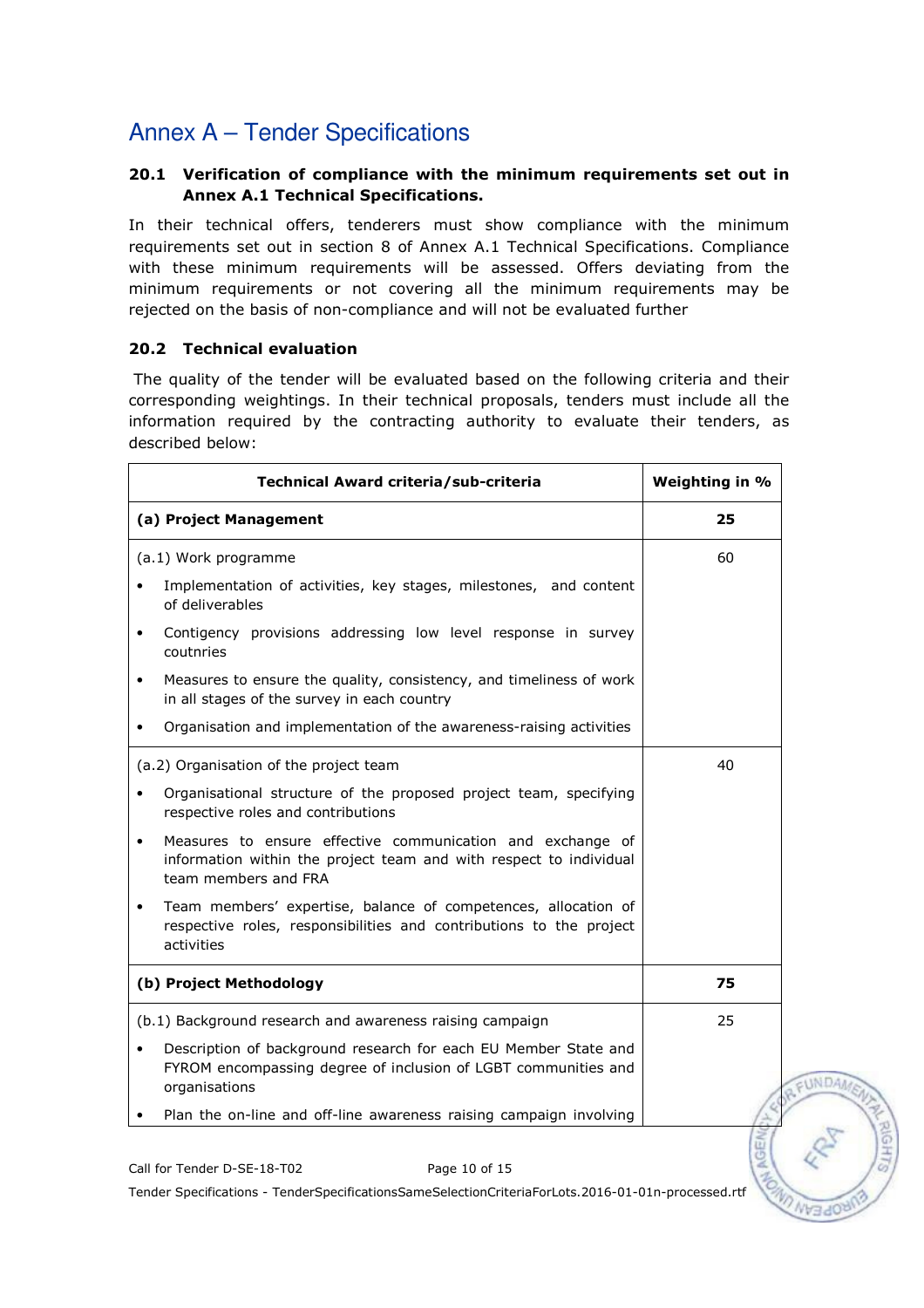# Annex A – Tender Specifications

### 20.1 Verification of compliance with the minimum requirements set out in Annex A.1 Technical Specifications.

In their technical offers, tenderers must show compliance with the minimum requirements set out in section 8 of Annex A.1 Technical Specifications. Compliance with these minimum requirements will be assessed. Offers deviating from the minimum requirements or not covering all the minimum requirements may be rejected on the basis of non-compliance and will not be evaluated further

### 20.2 Technical evaluation

The quality of the tender will be evaluated based on the following criteria and their corresponding weightings. In their technical proposals, tenders must include all the information required by the contracting authority to evaluate their tenders, as described below:

| Technical Award criteria/sub-criteria | Weighting in % |
|---|---|
| **(a) Project Management** | **25** |
| (a.1) Work programme<br>• Implementation of activities, key stages, milestones, and content of deliverables<br>• Contigency provisions addressing low level response in survey coutnries<br>• Measures to ensure the quality, consistency, and timeliness of work in all stages of the survey in each country<br>• Organisation and implementation of the awareness-raising activities | 60 |
| (a.2) Organisation of the project team<br>• Organisational structure of the proposed project team, specifying respective roles and contributions<br>• Measures to ensure effective communication and exchange of information within the project team and with respect to individual team members and FRA<br>• Team members' expertise, balance of competences, allocation of respective roles, responsibilities and contributions to the project activities | 40 |
| **(b) Project Methodology** | **75** |
| (b.1) Background research and awareness raising campaign<br>• Description of background research for each EU Member State and FYROM encompassing degree of inclusion of LGBT communities and organisations<br>• Plan the on-line and off-line awareness raising campaign involving | 25 |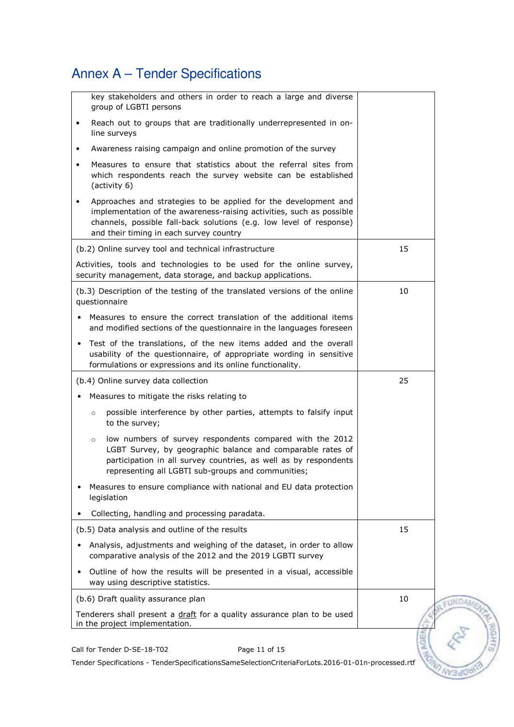## Annex A – Tender Specifications

| | |
|---|---|
| key stakeholders and others in order to reach a large and diverse group of LGBTI persons<br>• Reach out to groups that are traditionally underrepresented in on-line surveys<br>• Awareness raising campaign and online promotion of the survey<br>• Measures to ensure that statistics about the referral sites from which respondents reach the survey website can be established (activity 6)<br>• Approaches and strategies to be applied for the development and implementation of the awareness-raising activities, such as possible channels, possible fall-back solutions (e.g. low level of response) and their timing in each survey country | |
| (b.2) Online survey tool and technical infrastructure<br>Activities, tools and technologies to be used for the online survey, security management, data storage, and backup applications. | 15 |
| (b.3) Description of the testing of the translated versions of the online questionnaire<br>• Measures to ensure the correct translation of the additional items and modified sections of the questionnaire in the languages foreseen<br>• Test of the translations, of the new items added and the overall usability of the questionnaire, of appropriate wording in sensitive formulations or expressions and its online functionality. | 10 |
| (b.4) Online survey data collection<br>• Measures to mitigate the risks relating to<br>  ○ possible interference by other parties, attempts to falsify input to the survey;<br>  ○ low numbers of survey respondents compared with the 2012 LGBT Survey, by geographic balance and comparable rates of participation in all survey countries, as well as by respondents representing all LGBTI sub-groups and communities;<br>• Measures to ensure compliance with national and EU data protection legislation<br>• Collecting, handling and processing paradata. | 25 |
| (b.5) Data analysis and outline of the results<br>• Analysis, adjustments and weighing of the dataset, in order to allow comparative analysis of the 2012 and the 2019 LGBTI survey<br>• Outline of how the results will be presented in a visual, accessible way using descriptive statistics. | 15 |
| (b.6) Draft quality assurance plan<br>Tenderers shall present a <u>draft</u> for a quality assurance plan to be used in the project implementation. | 10 |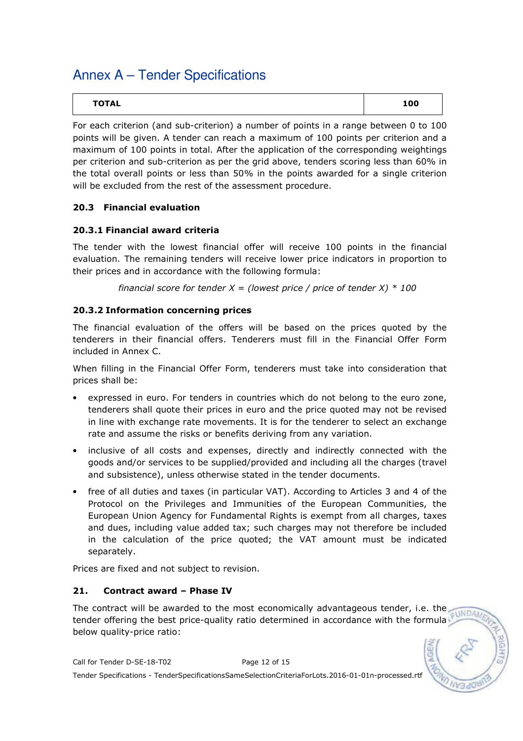| TOTAL | 100 |
|---|---|

For each criterion (and sub-criterion) a number of points in a range between 0 to 100 points will be given. A tender can reach a maximum of 100 points per criterion and a maximum of 100 points in total. After the application of the corresponding weightings per criterion and sub-criterion as per the grid above, tenders scoring less than 60% in the total overall points or less than 50% in the points awarded for a single criterion will be excluded from the rest of the assessment procedure.

### 20.3 Financial evaluation

#### 20.3.1 Financial award criteria

The tender with the lowest financial offer will receive 100 points in the financial evaluation. The remaining tenders will receive lower price indicators in proportion to their prices and in accordance with the following formula:

*financial score for tender X = (lowest price / price of tender X) * 100*

#### 20.3.2 Information concerning prices

The financial evaluation of the offers will be based on the prices quoted by the tenderers in their financial offers. Tenderers must fill in the Financial Offer Form included in Annex C.

When filling in the Financial Offer Form, tenderers must take into consideration that prices shall be:

- expressed in euro. For tenders in countries which do not belong to the euro zone, tenderers shall quote their prices in euro and the price quoted may not be revised in line with exchange rate movements. It is for the tenderer to select an exchange rate and assume the risks or benefits deriving from any variation.
- inclusive of all costs and expenses, directly and indirectly connected with the goods and/or services to be supplied/provided and including all the charges (travel and subsistence), unless otherwise stated in the tender documents.
- free of all duties and taxes (in particular VAT). According to Articles 3 and 4 of the Protocol on the Privileges and Immunities of the European Communities, the European Union Agency for Fundamental Rights is exempt from all charges, taxes and dues, including value added tax; such charges may not therefore be included in the calculation of the price quoted; the VAT amount must be indicated separately.

Prices are fixed and not subject to revision.

### 21. Contract award – Phase IV

The contract will be awarded to the most economically advantageous tender, i.e. the tender offering the best price-quality ratio determined in accordance with the formula below quality-price ratio: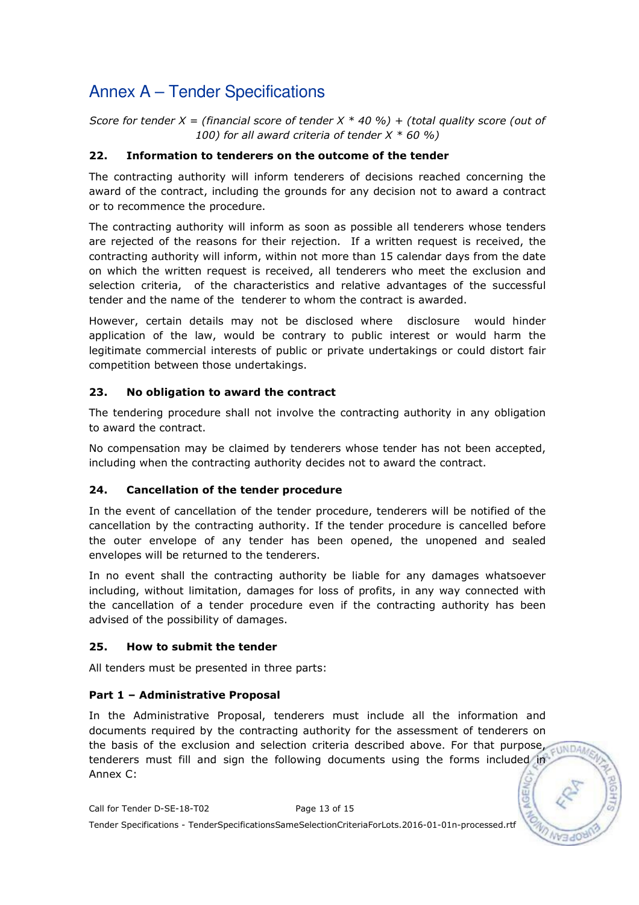*Score for tender X = (financial score of tender X * 40 %) + (total quality score (out of 100) for all award criteria of tender X * 60 %)*

### 22. Information to tenderers on the outcome of the tender

The contracting authority will inform tenderers of decisions reached concerning the award of the contract, including the grounds for any decision not to award a contract or to recommence the procedure.

The contracting authority will inform as soon as possible all tenderers whose tenders are rejected of the reasons for their rejection. If a written request is received, the contracting authority will inform, within not more than 15 calendar days from the date on which the written request is received, all tenderers who meet the exclusion and selection criteria, of the characteristics and relative advantages of the successful tender and the name of the tenderer to whom the contract is awarded.

However, certain details may not be disclosed where disclosure would hinder application of the law, would be contrary to public interest or would harm the legitimate commercial interests of public or private undertakings or could distort fair competition between those undertakings.

### 23. No obligation to award the contract

The tendering procedure shall not involve the contracting authority in any obligation to award the contract.

No compensation may be claimed by tenderers whose tender has not been accepted, including when the contracting authority decides not to award the contract.

### 24. Cancellation of the tender procedure

In the event of cancellation of the tender procedure, tenderers will be notified of the cancellation by the contracting authority. If the tender procedure is cancelled before the outer envelope of any tender has been opened, the unopened and sealed envelopes will be returned to the tenderers.

In no event shall the contracting authority be liable for any damages whatsoever including, without limitation, damages for loss of profits, in any way connected with the cancellation of a tender procedure even if the contracting authority has been advised of the possibility of damages.

### 25. How to submit the tender

All tenders must be presented in three parts:

#### Part 1 – Administrative Proposal

In the Administrative Proposal, tenderers must include all the information and documents required by the contracting authority for the assessment of tenderers on the basis of the exclusion and selection criteria described above. For that purpose, tenderers must fill and sign the following documents using the forms included in Annex C: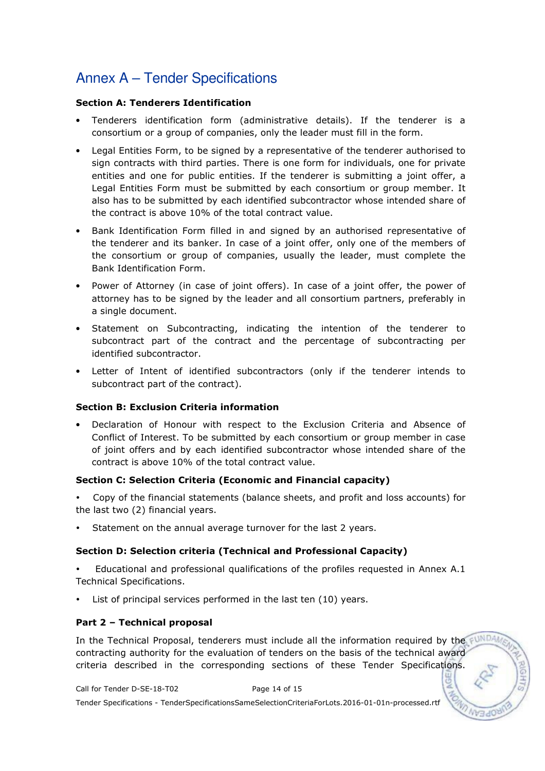# Annex A – Tender Specifications

**Section A: Tenderers Identification**

- Tenderers identification form (administrative details). If the tenderer is a consortium or a group of companies, only the leader must fill in the form.
- Legal Entities Form, to be signed by a representative of the tenderer authorised to sign contracts with third parties. There is one form for individuals, one for private entities and one for public entities. If the tenderer is submitting a joint offer, a Legal Entities Form must be submitted by each consortium or group member. It also has to be submitted by each identified subcontractor whose intended share of the contract is above 10% of the total contract value.
- Bank Identification Form filled in and signed by an authorised representative of the tenderer and its banker. In case of a joint offer, only one of the members of the consortium or group of companies, usually the leader, must complete the Bank Identification Form.
- Power of Attorney (in case of joint offers). In case of a joint offer, the power of attorney has to be signed by the leader and all consortium partners, preferably in a single document.
- Statement on Subcontracting, indicating the intention of the tenderer to subcontract part of the contract and the percentage of subcontracting per identified subcontractor.
- Letter of Intent of identified subcontractors (only if the tenderer intends to subcontract part of the contract).

**Section B: Exclusion Criteria information**

- Declaration of Honour with respect to the Exclusion Criteria and Absence of Conflict of Interest. To be submitted by each consortium or group member in case of joint offers and by each identified subcontractor whose intended share of the contract is above 10% of the total contract value.

**Section C: Selection Criteria (Economic and Financial capacity)**

- Copy of the financial statements (balance sheets, and profit and loss accounts) for the last two (2) financial years.
- Statement on the annual average turnover for the last 2 years.

**Section D: Selection criteria (Technical and Professional Capacity)**

- Educational and professional qualifications of the profiles requested in Annex A.1 Technical Specifications.
- List of principal services performed in the last ten (10) years.

**Part 2 – Technical proposal**

In the Technical Proposal, tenderers must include all the information required by the contracting authority for the evaluation of tenders on the basis of the technical award criteria described in the corresponding sections of these Tender Specifications.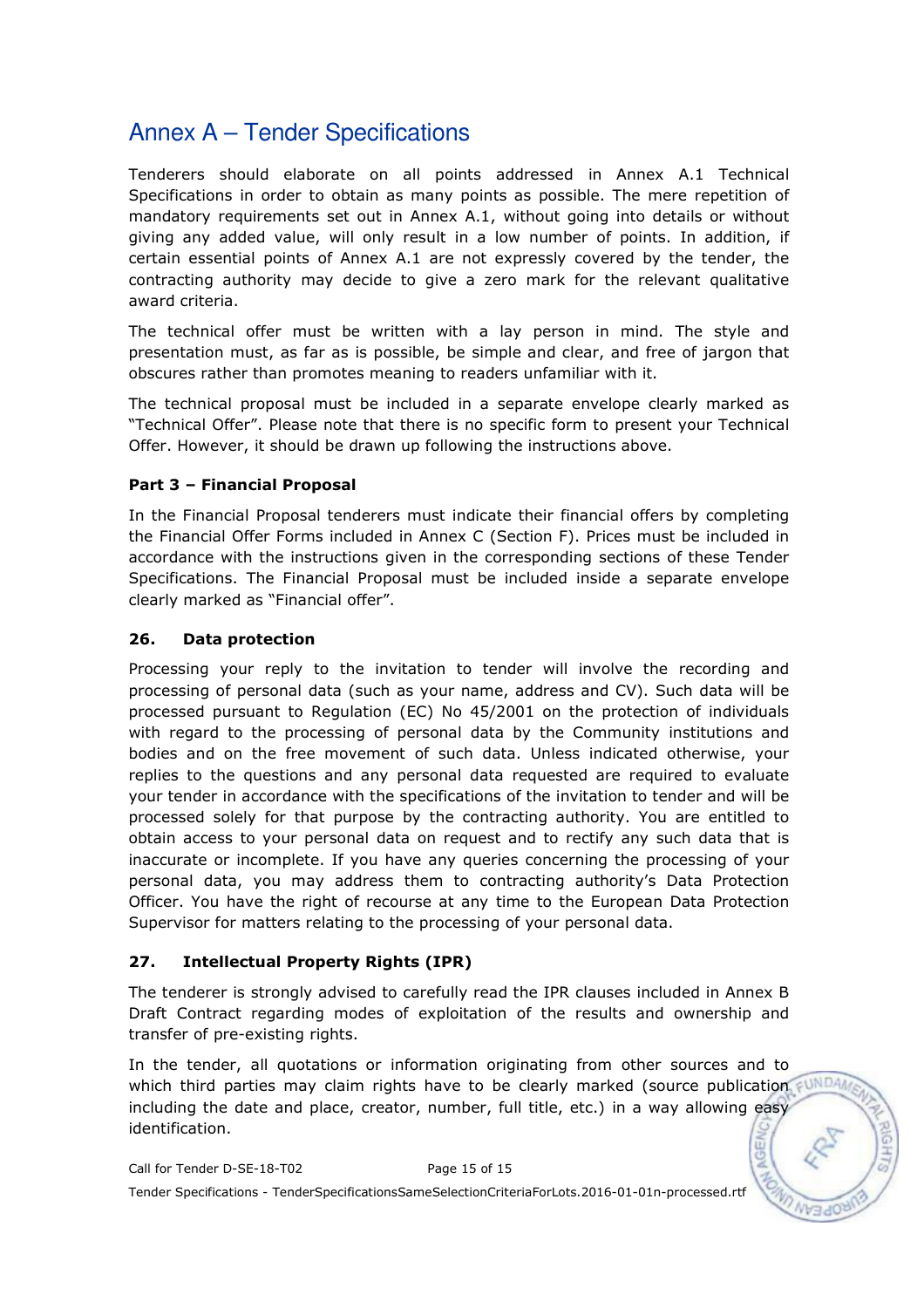# Annex A – Tender Specifications

Tenderers should elaborate on all points addressed in Annex A.1 Technical Specifications in order to obtain as many points as possible. The mere repetition of mandatory requirements set out in Annex A.1, without going into details or without giving any added value, will only result in a low number of points. In addition, if certain essential points of Annex A.1 are not expressly covered by the tender, the contracting authority may decide to give a zero mark for the relevant qualitative award criteria.

The technical offer must be written with a lay person in mind. The style and presentation must, as far as is possible, be simple and clear, and free of jargon that obscures rather than promotes meaning to readers unfamiliar with it.

The technical proposal must be included in a separate envelope clearly marked as "Technical Offer". Please note that there is no specific form to present your Technical Offer. However, it should be drawn up following the instructions above.

### Part 3 – Financial Proposal

In the Financial Proposal tenderers must indicate their financial offers by completing the Financial Offer Forms included in Annex C (Section F). Prices must be included in accordance with the instructions given in the corresponding sections of these Tender Specifications. The Financial Proposal must be included inside a separate envelope clearly marked as "Financial offer".

### 26. Data protection

Processing your reply to the invitation to tender will involve the recording and processing of personal data (such as your name, address and CV). Such data will be processed pursuant to Regulation (EC) No 45/2001 on the protection of individuals with regard to the processing of personal data by the Community institutions and bodies and on the free movement of such data. Unless indicated otherwise, your replies to the questions and any personal data requested are required to evaluate your tender in accordance with the specifications of the invitation to tender and will be processed solely for that purpose by the contracting authority. You are entitled to obtain access to your personal data on request and to rectify any such data that is inaccurate or incomplete. If you have any queries concerning the processing of your personal data, you may address them to contracting authority's Data Protection Officer. You have the right of recourse at any time to the European Data Protection Supervisor for matters relating to the processing of your personal data.

### 27. Intellectual Property Rights (IPR)

The tenderer is strongly advised to carefully read the IPR clauses included in Annex B Draft Contract regarding modes of exploitation of the results and ownership and transfer of pre-existing rights.

In the tender, all quotations or information originating from other sources and to which third parties may claim rights have to be clearly marked (source publication including the date and place, creator, number, full title, etc.) in a way allowing easy identification.